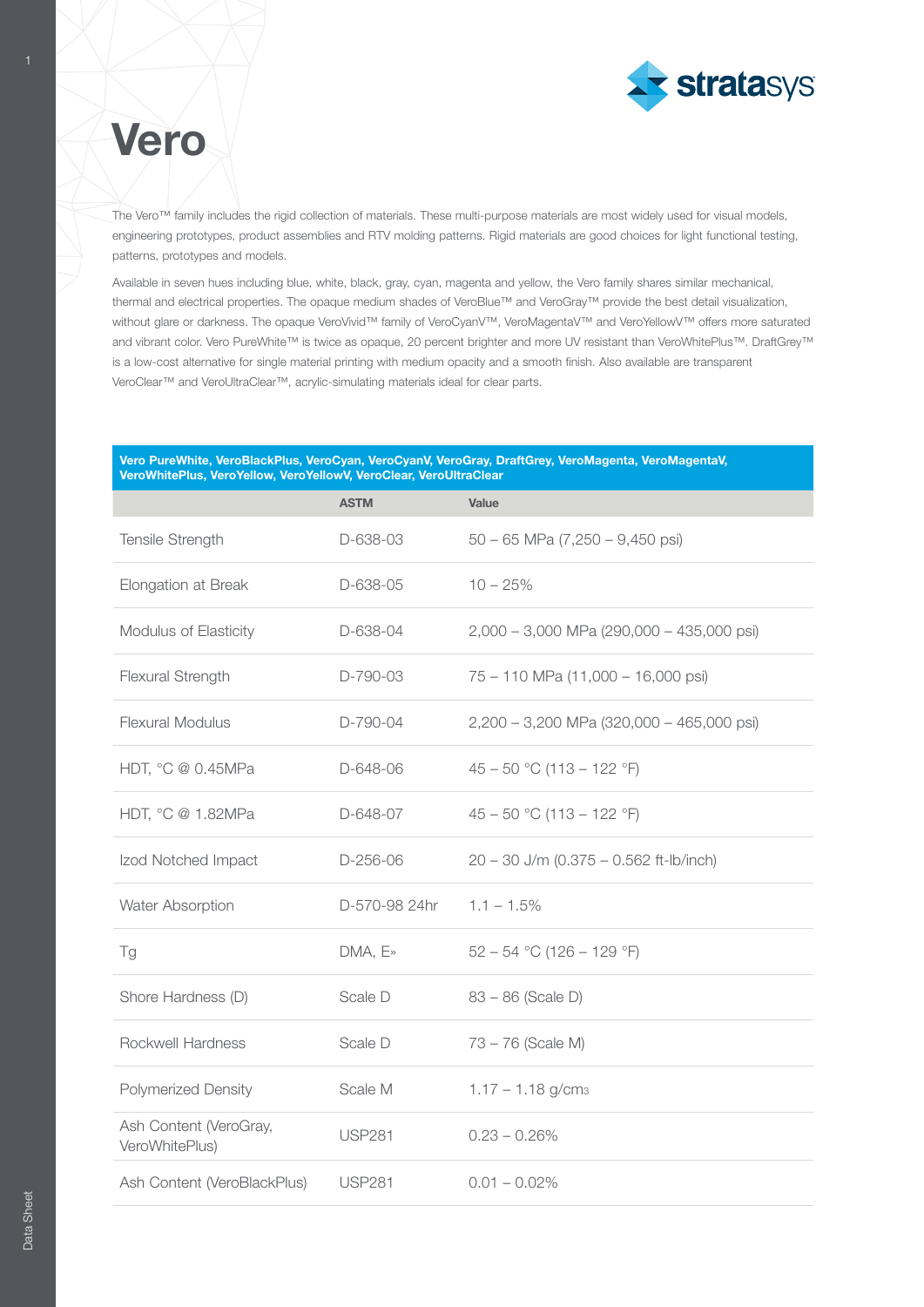# Vero

The Vero™ family includes the rigid collection of materials. These multi-purpose materials are most widely used for visual models, engineering prototypes, product assemblies and RTV molding patterns. Rigid materials are good choices for light functional testing, patterns, prototypes and models.

Available in seven hues including blue, white, black, gray, cyan, magenta and yellow, the Vero family shares similar mechanical, thermal and electrical properties. The opaque medium shades of VeroBlue™ and VeroGray™ provide the best detail visualization, without glare or darkness. The opaque VeroVivid™ family of VeroCyanV™, VeroMagentaV™ and VeroYellowV™ offers more saturated and vibrant color. Vero PureWhite™ is twice as opaque, 20 percent brighter and more UV resistant than VeroWhitePlus™. DraftGrey™ is a low-cost alternative for single material printing with medium opacity and a smooth finish. Also available are transparent VeroClear™ and VeroUltraClear™, acrylic-simulating materials ideal for clear parts.

**Vero PureWhite, VeroBlackPlus, VeroCyan, VeroCyanV, VeroGray, DraftGrey, VeroMagenta, VeroMagentaV, VeroWhitePlus, VeroYellow, VeroYellowV, VeroClear, VeroUltraClear**

| | ASTM | Value |
|---|---|---|
| Tensile Strength | D-638-03 | 50 – 65 MPa (7,250 – 9,450 psi) |
| Elongation at Break | D-638-05 | 10 – 25% |
| Modulus of Elasticity | D-638-04 | 2,000 – 3,000 MPa (290,000 – 435,000 psi) |
| Flexural Strength | D-790-03 | 75 – 110 MPa (11,000 – 16,000 psi) |
| Flexural Modulus | D-790-04 | 2,200 – 3,200 MPa (320,000 – 465,000 psi) |
| HDT, °C @ 0.45MPa | D-648-06 | 45 – 50 °C (113 – 122 °F) |
| HDT, °C @ 1.82MPa | D-648-07 | 45 – 50 °C (113 – 122 °F) |
| Izod Notched Impact | D-256-06 | 20 – 30 J/m (0.375 – 0.562 ft-lb/inch) |
| Water Absorption | D-570-98 24hr | 1.1 – 1.5% |
| Tg | DMA, E» | 52 – 54 °C (126 – 129 °F) |
| Shore Hardness (D) | Scale D | 83 – 86 (Scale D) |
| Rockwell Hardness | Scale D | 73 – 76 (Scale M) |
| Polymerized Density | Scale M | 1.17 – 1.18 g/cm$^3$ |
| Ash Content (VeroGray, VeroWhitePlus) | USP281 | 0.23 – 0.26% |
| Ash Content (VeroBlackPlus) | USP281 | 0.01 – 0.02% |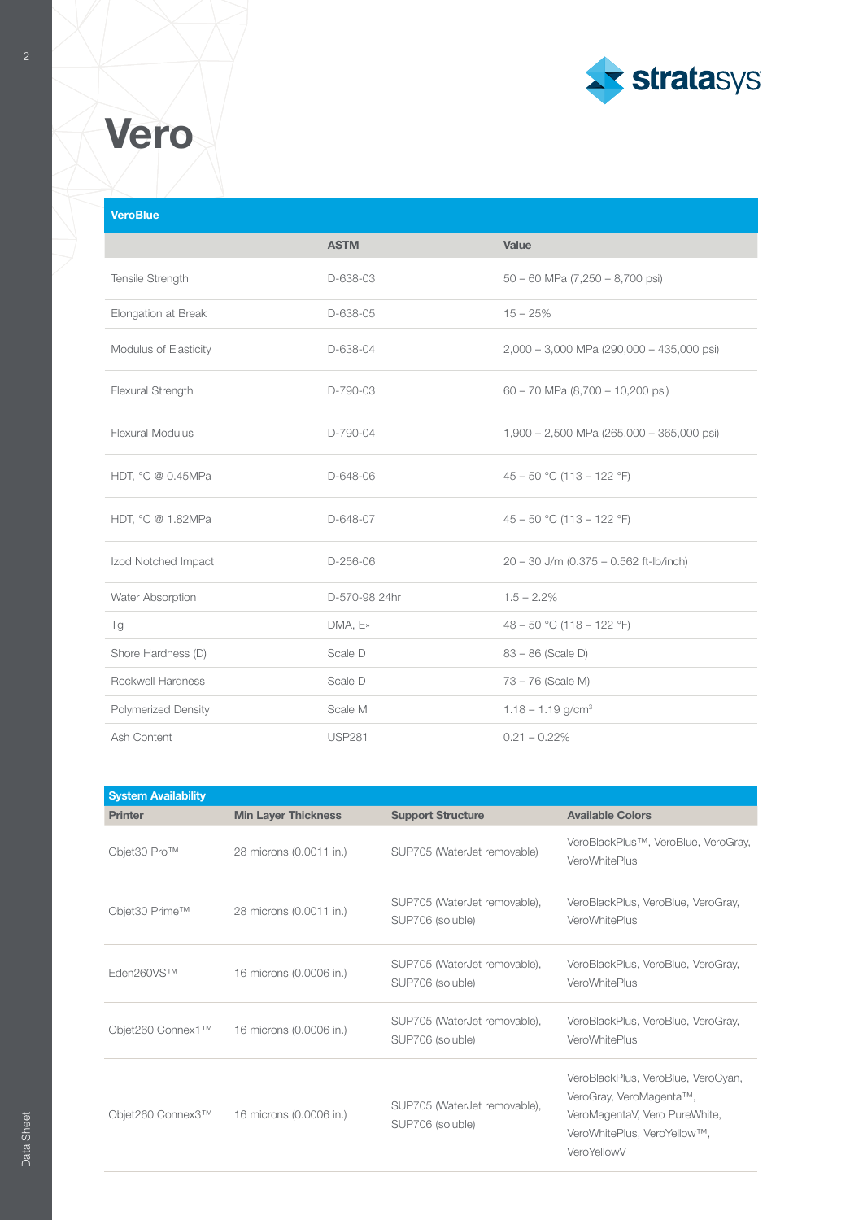# Vero

| VeroBlue | | |
|---|---|---|
| | **ASTM** | **Value** |
| Tensile Strength | D-638-03 | 50 – 60 MPa (7,250 – 8,700 psi) |
| Elongation at Break | D-638-05 | 15 – 25% |
| Modulus of Elasticity | D-638-04 | 2,000 – 3,000 MPa (290,000 – 435,000 psi) |
| Flexural Strength | D-790-03 | 60 – 70 MPa (8,700 – 10,200 psi) |
| Flexural Modulus | D-790-04 | 1,900 – 2,500 MPa (265,000 – 365,000 psi) |
| HDT, °C @ 0.45MPa | D-648-06 | 45 – 50 °C (113 – 122 °F) |
| HDT, °C @ 1.82MPa | D-648-07 | 45 – 50 °C (113 – 122 °F) |
| Izod Notched Impact | D-256-06 | 20 – 30 J/m (0.375 – 0.562 ft-lb/inch) |
| Water Absorption | D-570-98 24hr | 1.5 – 2.2% |
| Tg | DMA, E» | 48 – 50 °C (118 – 122 °F) |
| Shore Hardness (D) | Scale D | 83 – 86 (Scale D) |
| Rockwell Hardness | Scale D | 73 – 76 (Scale M) |
| Polymerized Density | Scale M | 1.18 – 1.19 g/cm$^3$ |
| Ash Content | USP281 | 0.21 – 0.22% |

| System Availability | | | |
|---|---|---|---|
| **Printer** | **Min Layer Thickness** | **Support Structure** | **Available Colors** |
| Objet30 Pro™ | 28 microns (0.0011 in.) | SUP705 (WaterJet removable) | VeroBlackPlus™, VeroBlue, VeroGray, VeroWhitePlus |
| Objet30 Prime™ | 28 microns (0.0011 in.) | SUP705 (WaterJet removable), SUP706 (soluble) | VeroBlackPlus, VeroBlue, VeroGray, VeroWhitePlus |
| Eden260VS™ | 16 microns (0.0006 in.) | SUP705 (WaterJet removable), SUP706 (soluble) | VeroBlackPlus, VeroBlue, VeroGray, VeroWhitePlus |
| Objet260 Connex1™ | 16 microns (0.0006 in.) | SUP705 (WaterJet removable), SUP706 (soluble) | VeroBlackPlus, VeroBlue, VeroGray, VeroWhitePlus |
| Objet260 Connex3™ | 16 microns (0.0006 in.) | SUP705 (WaterJet removable), SUP706 (soluble) | VeroBlackPlus, VeroBlue, VeroCyan, VeroGray, VeroMagenta™, VeroMagentaV, Vero PureWhite, VeroWhitePlus, VeroYellow™, VeroYellowV |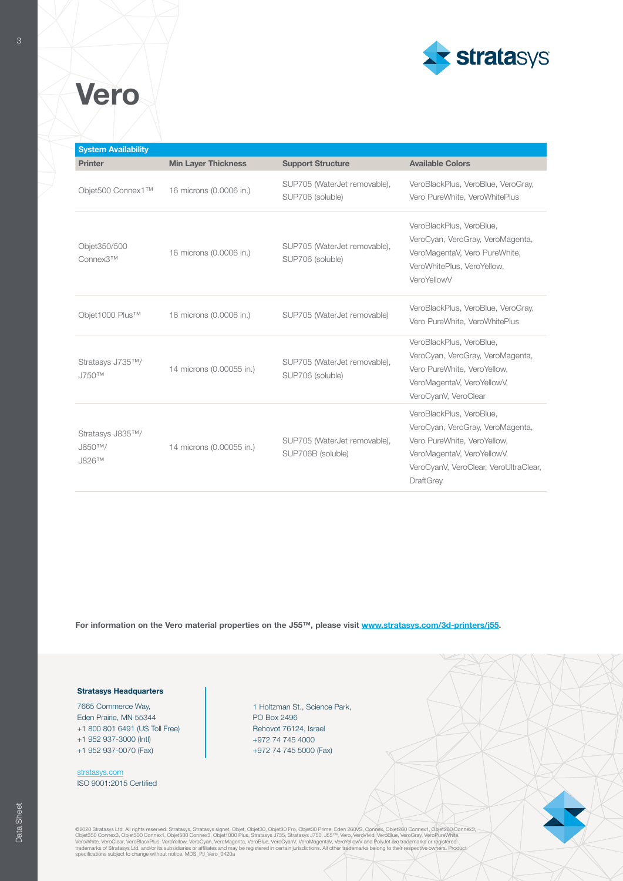# Vero

| System Availability | | | |
|---|---|---|---|
| **Printer** | **Min Layer Thickness** | **Support Structure** | **Available Colors** |
| Objet500 Connex1™ | 16 microns (0.0006 in.) | SUP705 (WaterJet removable), SUP706 (soluble) | VeroBlackPlus, VeroBlue, VeroGray, Vero PureWhite, VeroWhitePlus |
| Objet350/500 Connex3™ | 16 microns (0.0006 in.) | SUP705 (WaterJet removable), SUP706 (soluble) | VeroBlackPlus, VeroBlue, VeroCyan, VeroGray, VeroMagenta, VeroMagentaV, Vero PureWhite, VeroWhitePlus, VeroYellow, VeroYellowV |
| Objet1000 Plus™ | 16 microns (0.0006 in.) | SUP705 (WaterJet removable) | VeroBlackPlus, VeroBlue, VeroGray, Vero PureWhite, VeroWhitePlus |
| Stratasys J735™/ J750™ | 14 microns (0.00055 in.) | SUP705 (WaterJet removable), SUP706 (soluble) | VeroBlackPlus, VeroBlue, VeroCyan, VeroGray, VeroMagenta, Vero PureWhite, VeroYellow, VeroMagentaV, VeroYellowV, VeroCyanV, VeroClear |
| Stratasys J835™/ J850™/ J826™ | 14 microns (0.00055 in.) | SUP705 (WaterJet removable), SUP706B (soluble) | VeroBlackPlus, VeroBlue, VeroCyan, VeroGray, VeroMagenta, Vero PureWhite, VeroYellow, VeroMagentaV, VeroYellowV, VeroCyanV, VeroClear, VeroUltraClear, DraftGrey |

**For information on the Vero material properties on the J55™, please visit [www.stratasys.com/3d-printers/j55](www.stratasys.com/3d-printers/j55).**

**Stratasys Headquarters**

7665 Commerce Way,
Eden Prairie, MN 55344
+1 800 801 6491 (US Toll Free)
+1 952 937-3000 (Intl)
+1 952 937-0070 (Fax)

1 Holtzman St., Science Park,
PO Box 2496
Rehovot 76124, Israel
+972 74 745 4000
+972 74 745 5000 (Fax)

stratasys.com
ISO 9001:2015 Certified

©2020 Stratasys Ltd. All rights reserved. Stratasys, Stratasys signet, Objet, Objet30, Objet30 Pro, Objet30 Prime, Eden 260VS, Connex, Objet260 Connex1, Objet260 Connex3, Objet350 Connex3, Objet500 Connex1, Objet500 Connex3, Objet1000 Plus, Stratasys J735, Stratasys J750, J55™, Vero, VeroVivid, VeroBlue, VeroGray, VeroPureWhite, VeroWhite, VeroClear, VeroBlackPlus, VeroYellow, VeroCyan, VeroMagenta, VeroBlue, VeroCyanV, VeroMagentaV, VeroYellowV and PolyJet are trademarks or registered trademarks of Stratasys Ltd. and/or its subsidiaries or affiliates and may be registered in certain jurisdictions. All other trademarks belong to their respective owners. Product specifications subject to change without notice. MDS_PJ_Vero_0420a